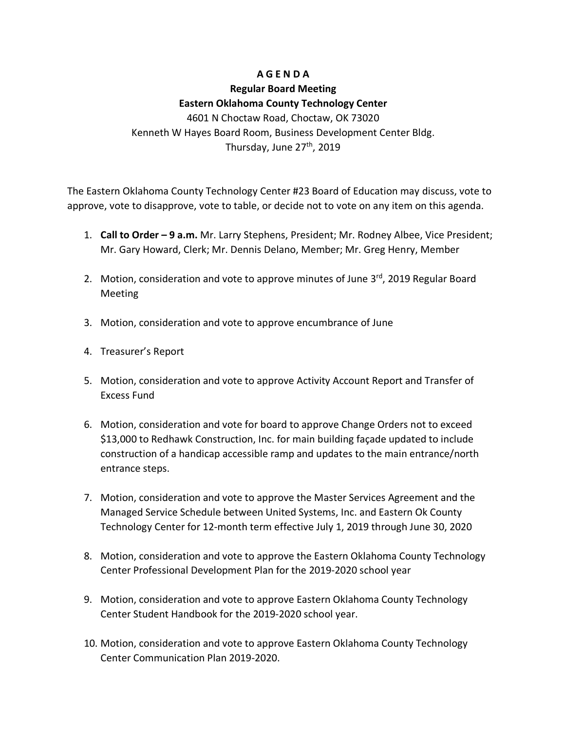# A G E N D A

## Regular Board Meeting

## Eastern Oklahoma County Technology Center

4601 N Choctaw Road, Choctaw, OK 73020

Kenneth W Hayes Board Room, Business Development Center Bldg.

Thursday, June 27th, 2019

The Eastern Oklahoma County Technology Center #23 Board of Education may discuss, vote to approve, vote to disapprove, vote to table, or decide not to vote on any item on this agenda.

1. **Call to Order – 9 a.m.** Mr. Larry Stephens, President; Mr. Rodney Albee, Vice President; Mr. Gary Howard, Clerk; Mr. Dennis Delano, Member; Mr. Greg Henry, Member

2. Motion, consideration and vote to approve minutes of June 3rd, 2019 Regular Board Meeting

3. Motion, consideration and vote to approve encumbrance of June

4. Treasurer's Report

5. Motion, consideration and vote to approve Activity Account Report and Transfer of Excess Fund

6. Motion, consideration and vote for board to approve Change Orders not to exceed $13,000 to Redhawk Construction, Inc. for main building façade updated to include construction of a handicap accessible ramp and updates to the main entrance/north entrance steps.

7. Motion, consideration and vote to approve the Master Services Agreement and the Managed Service Schedule between United Systems, Inc. and Eastern Ok County Technology Center for 12-month term effective July 1, 2019 through June 30, 2020

8. Motion, consideration and vote to approve the Eastern Oklahoma County Technology Center Professional Development Plan for the 2019-2020 school year

9. Motion, consideration and vote to approve Eastern Oklahoma County Technology Center Student Handbook for the 2019-2020 school year.

10. Motion, consideration and vote to approve Eastern Oklahoma County Technology Center Communication Plan 2019-2020.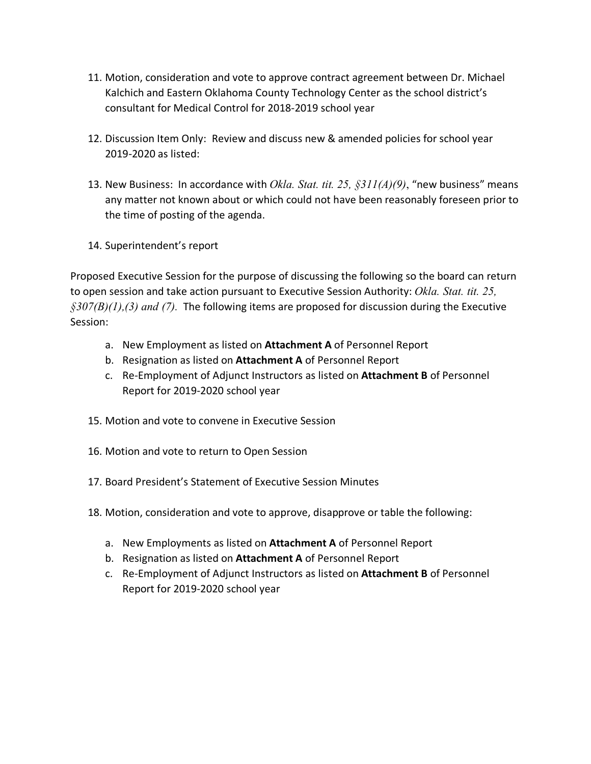11. Motion, consideration and vote to approve contract agreement between Dr. Michael Kalchich and Eastern Oklahoma County Technology Center as the school district's consultant for Medical Control for 2018-2019 school year

12. Discussion Item Only: Review and discuss new & amended policies for school year 2019-2020 as listed:

13. New Business: In accordance with *Okla. Stat. tit. 25, §311(A)(9)*, "new business" means any matter not known about or which could not have been reasonably foreseen prior to the time of posting of the agenda.

14. Superintendent's report

Proposed Executive Session for the purpose of discussing the following so the board can return to open session and take action pursuant to Executive Session Authority: *Okla. Stat. tit. 25, §307(B)(1),(3) and (7).* The following items are proposed for discussion during the Executive Session:

a. New Employment as listed on **Attachment A** of Personnel Report
b. Resignation as listed on **Attachment A** of Personnel Report
c. Re-Employment of Adjunct Instructors as listed on **Attachment B** of Personnel Report for 2019-2020 school year

15. Motion and vote to convene in Executive Session

16. Motion and vote to return to Open Session

17. Board President's Statement of Executive Session Minutes

18. Motion, consideration and vote to approve, disapprove or table the following:

    a. New Employments as listed on **Attachment A** of Personnel Report
    b. Resignation as listed on **Attachment A** of Personnel Report
    c. Re-Employment of Adjunct Instructors as listed on **Attachment B** of Personnel Report for 2019-2020 school year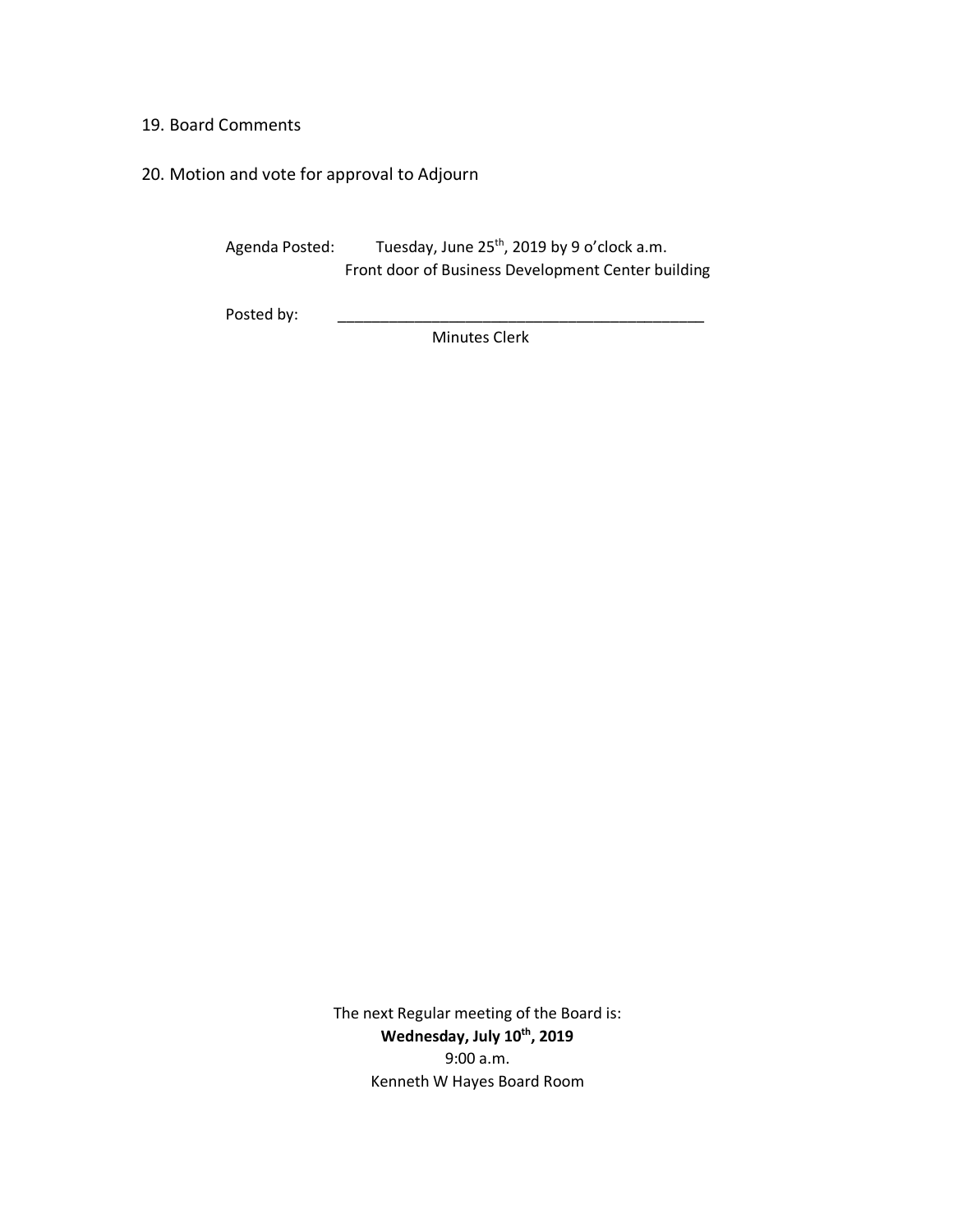19. Board Comments

20. Motion and vote for approval to Adjourn

Agenda Posted: Tuesday, June 25th, 2019 by 9 o'clock a.m.
Front door of Business Development Center building

Posted by: ____________________________________________
Minutes Clerk

The next Regular meeting of the Board is:
**Wednesday, July 10th, 2019**
9:00 a.m.
Kenneth W Hayes Board Room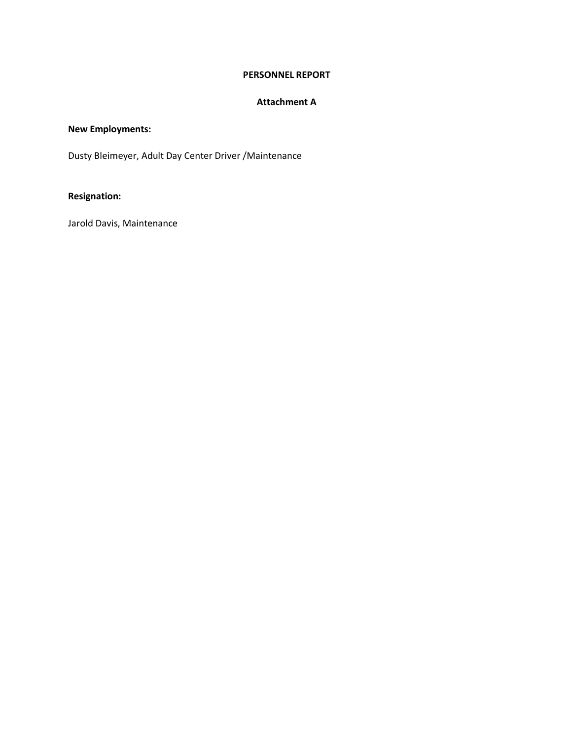# PERSONNEL REPORT

## Attachment A

**New Employments:**

Dusty Bleimeyer, Adult Day Center Driver /Maintenance

**Resignation:**

Jarold Davis, Maintenance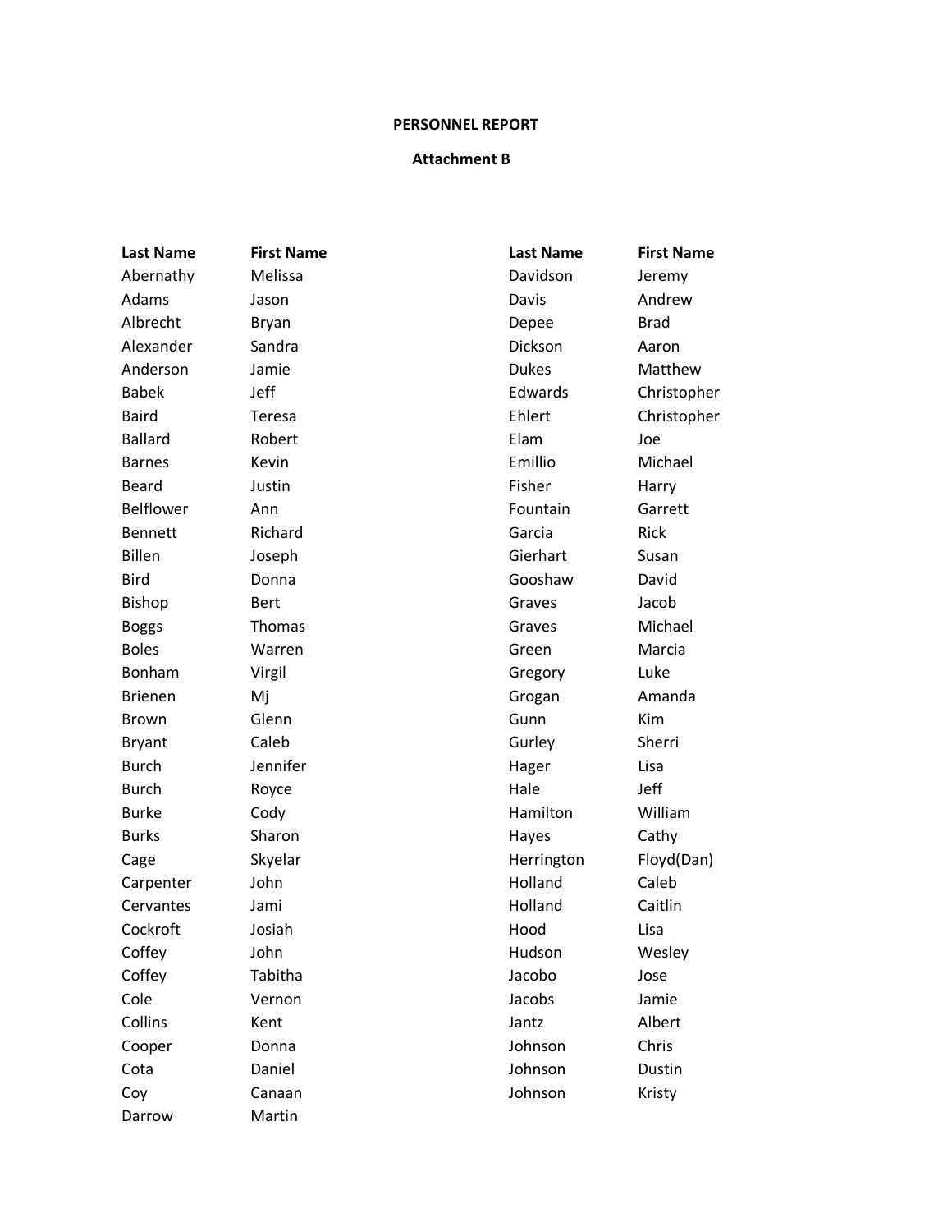**PERSONNEL REPORT**

**Attachment B**

| Last Name | First Name |
| --- | --- |
| Abernathy | Melissa |
| Adams | Jason |
| Albrecht | Bryan |
| Alexander | Sandra |
| Anderson | Jamie |
| Babek | Jeff |
| Baird | Teresa |
| Ballard | Robert |
| Barnes | Kevin |
| Beard | Justin |
| Belflower | Ann |
| Bennett | Richard |
| Billen | Joseph |
| Bird | Donna |
| Bishop | Bert |
| Boggs | Thomas |
| Boles | Warren |
| Bonham | Virgil |
| Brienen | Mj |
| Brown | Glenn |
| Bryant | Caleb |
| Burch | Jennifer |
| Burch | Royce |
| Burke | Cody |
| Burks | Sharon |
| Cage | Skyelar |
| Carpenter | John |
| Cervantes | Jami |
| Cockroft | Josiah |
| Coffey | John |
| Coffey | Tabitha |
| Cole | Vernon |
| Collins | Kent |
| Cooper | Donna |
| Cota | Daniel |
| Coy | Canaan |
| Darrow | Martin |
| Davidson | Jeremy |
| Davis | Andrew |
| Depee | Brad |
| Dickson | Aaron |
| Dukes | Matthew |
| Edwards | Christopher |
| Ehlert | Christopher |
| Elam | Joe |
| Emillio | Michael |
| Fisher | Harry |
| Fountain | Garrett |
| Garcia | Rick |
| Gierhart | Susan |
| Gooshaw | David |
| Graves | Jacob |
| Graves | Michael |
| Green | Marcia |
| Gregory | Luke |
| Grogan | Amanda |
| Gunn | Kim |
| Gurley | Sherri |
| Hager | Lisa |
| Hale | Jeff |
| Hamilton | William |
| Hayes | Cathy |
| Herrington | Floyd(Dan) |
| Holland | Caleb |
| Holland | Caitlin |
| Hood | Lisa |
| Hudson | Wesley |
| Jacobo | Jose |
| Jacobs | Jamie |
| Jantz | Albert |
| Johnson | Chris |
| Johnson | Dustin |
| Johnson | Kristy |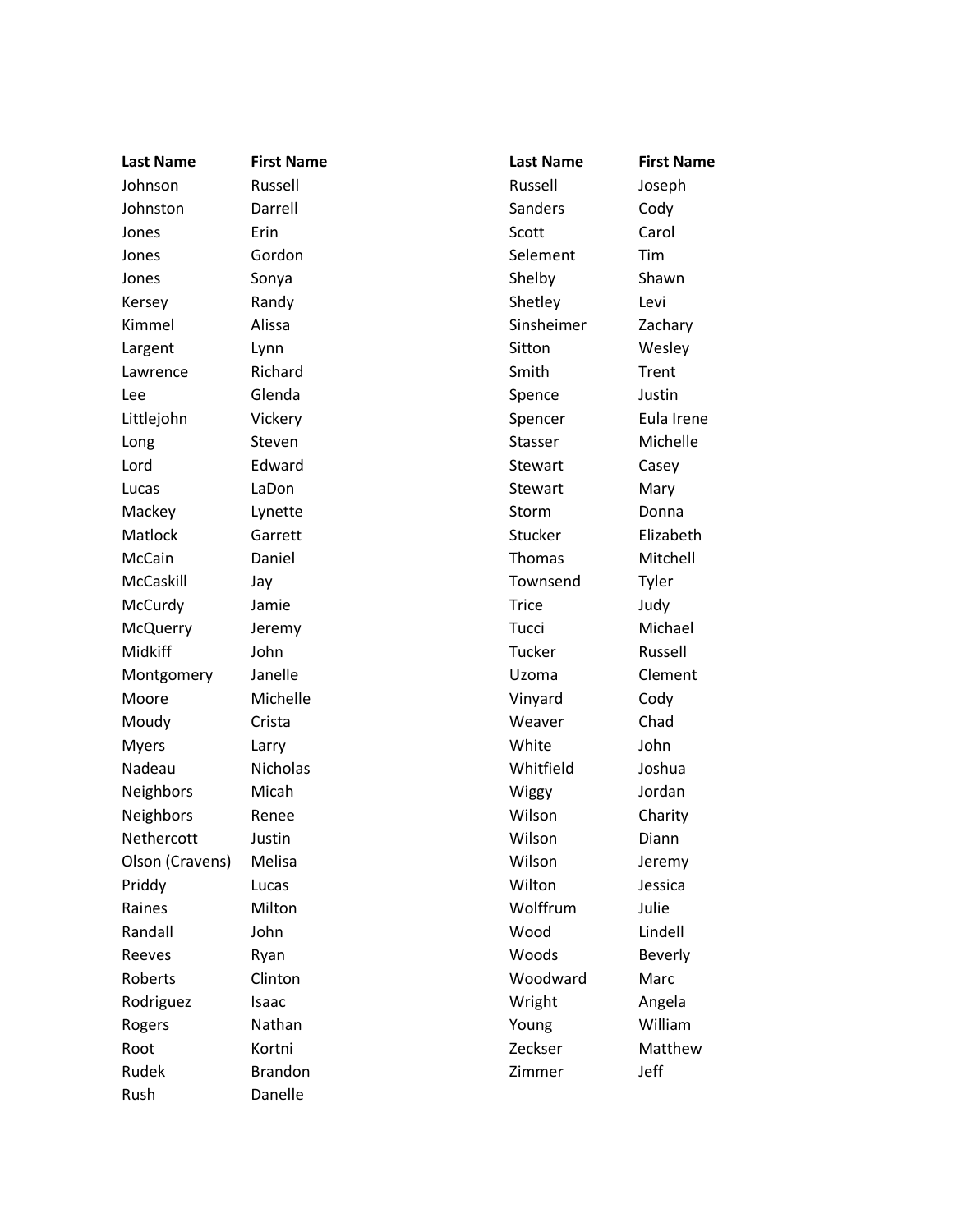| Last Name | First Name |
|---|---|
| Johnson | Russell |
| Johnston | Darrell |
| Jones | Erin |
| Jones | Gordon |
| Jones | Sonya |
| Kersey | Randy |
| Kimmel | Alissa |
| Largent | Lynn |
| Lawrence | Richard |
| Lee | Glenda |
| Littlejohn | Vickery |
| Long | Steven |
| Lord | Edward |
| Lucas | LaDon |
| Mackey | Lynette |
| Matlock | Garrett |
| McCain | Daniel |
| McCaskill | Jay |
| McCurdy | Jamie |
| McQuerry | Jeremy |
| Midkiff | John |
| Montgomery | Janelle |
| Moore | Michelle |
| Moudy | Crista |
| Myers | Larry |
| Nadeau | Nicholas |
| Neighbors | Micah |
| Neighbors | Renee |
| Nethercott | Justin |
| Olson (Cravens) | Melisa |
| Priddy | Lucas |
| Raines | Milton |
| Randall | John |
| Reeves | Ryan |
| Roberts | Clinton |
| Rodriguez | Isaac |
| Rogers | Nathan |
| Root | Kortni |
| Rudek | Brandon |
| Rush | Danelle |

| Last Name | First Name |
|---|---|
| Russell | Joseph |
| Sanders | Cody |
| Scott | Carol |
| Selement | Tim |
| Shelby | Shawn |
| Shetley | Levi |
| Sinsheimer | Zachary |
| Sitton | Wesley |
| Smith | Trent |
| Spence | Justin |
| Spencer | Eula Irene |
| Stasser | Michelle |
| Stewart | Casey |
| Stewart | Mary |
| Storm | Donna |
| Stucker | Elizabeth |
| Thomas | Mitchell |
| Townsend | Tyler |
| Trice | Judy |
| Tucci | Michael |
| Tucker | Russell |
| Uzoma | Clement |
| Vinyard | Cody |
| Weaver | Chad |
| White | John |
| Whitfield | Joshua |
| Wiggy | Jordan |
| Wilson | Charity |
| Wilson | Diann |
| Wilson | Jeremy |
| Wilton | Jessica |
| Wolffrum | Julie |
| Wood | Lindell |
| Woods | Beverly |
| Woodward | Marc |
| Wright | Angela |
| Young | William |
| Zeckser | Matthew |
| Zimmer | Jeff |